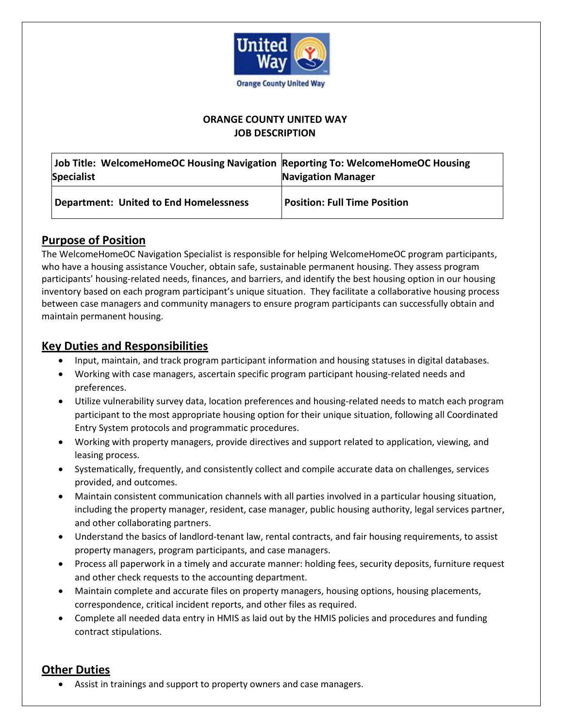**ORANGE COUNTY UNITED WAY**
**JOB DESCRIPTION**

| **Job Title: WelcomeHomeOC Housing Navigation Specialist** | **Reporting To: WelcomeHomeOC Housing Navigation Manager** |
|---|---|
| **Department: United to End Homelessness** | **Position: Full Time Position** |

## Purpose of Position

The WelcomeHomeOC Navigation Specialist is responsible for helping WelcomeHomeOC program participants, who have a housing assistance Voucher, obtain safe, sustainable permanent housing. They assess program participants' housing-related needs, finances, and barriers, and identify the best housing option in our housing inventory based on each program participant's unique situation. They facilitate a collaborative housing process between case managers and community managers to ensure program participants can successfully obtain and maintain permanent housing.

## Key Duties and Responsibilities

- Input, maintain, and track program participant information and housing statuses in digital databases.
- Working with case managers, ascertain specific program participant housing-related needs and preferences.
- Utilize vulnerability survey data, location preferences and housing-related needs to match each program participant to the most appropriate housing option for their unique situation, following all Coordinated Entry System protocols and programmatic procedures.
- Working with property managers, provide directives and support related to application, viewing, and leasing process.
- Systematically, frequently, and consistently collect and compile accurate data on challenges, services provided, and outcomes.
- Maintain consistent communication channels with all parties involved in a particular housing situation, including the property manager, resident, case manager, public housing authority, legal services partner, and other collaborating partners.
- Understand the basics of landlord-tenant law, rental contracts, and fair housing requirements, to assist property managers, program participants, and case managers.
- Process all paperwork in a timely and accurate manner: holding fees, security deposits, furniture request and other check requests to the accounting department.
- Maintain complete and accurate files on property managers, housing options, housing placements, correspondence, critical incident reports, and other files as required.
- Complete all needed data entry in HMIS as laid out by the HMIS policies and procedures and funding contract stipulations.

## Other Duties

- Assist in trainings and support to property owners and case managers.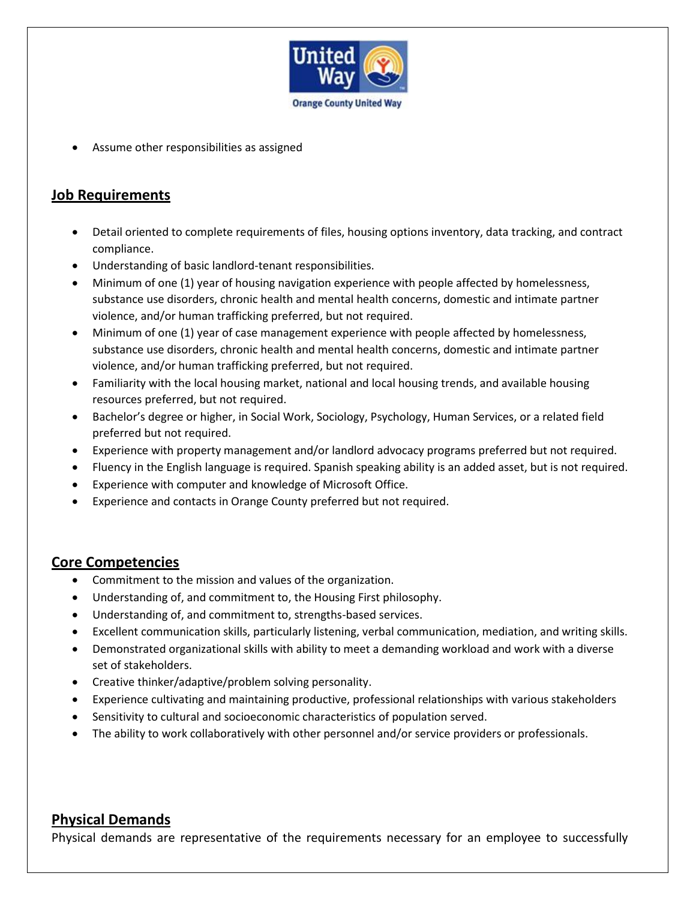- Assume other responsibilities as assigned

## Job Requirements

- Detail oriented to complete requirements of files, housing options inventory, data tracking, and contract compliance.
- Understanding of basic landlord-tenant responsibilities.
- Minimum of one (1) year of housing navigation experience with people affected by homelessness, substance use disorders, chronic health and mental health concerns, domestic and intimate partner violence, and/or human trafficking preferred, but not required.
- Minimum of one (1) year of case management experience with people affected by homelessness, substance use disorders, chronic health and mental health concerns, domestic and intimate partner violence, and/or human trafficking preferred, but not required.
- Familiarity with the local housing market, national and local housing trends, and available housing resources preferred, but not required.
- Bachelor's degree or higher, in Social Work, Sociology, Psychology, Human Services, or a related field preferred but not required.
- Experience with property management and/or landlord advocacy programs preferred but not required.
- Fluency in the English language is required. Spanish speaking ability is an added asset, but is not required.
- Experience with computer and knowledge of Microsoft Office.
- Experience and contacts in Orange County preferred but not required.

## Core Competencies

- Commitment to the mission and values of the organization.
- Understanding of, and commitment to, the Housing First philosophy.
- Understanding of, and commitment to, strengths-based services.
- Excellent communication skills, particularly listening, verbal communication, mediation, and writing skills.
- Demonstrated organizational skills with ability to meet a demanding workload and work with a diverse set of stakeholders.
- Creative thinker/adaptive/problem solving personality.
- Experience cultivating and maintaining productive, professional relationships with various stakeholders
- Sensitivity to cultural and socioeconomic characteristics of population served.
- The ability to work collaboratively with other personnel and/or service providers or professionals.

## Physical Demands

Physical demands are representative of the requirements necessary for an employee to successfully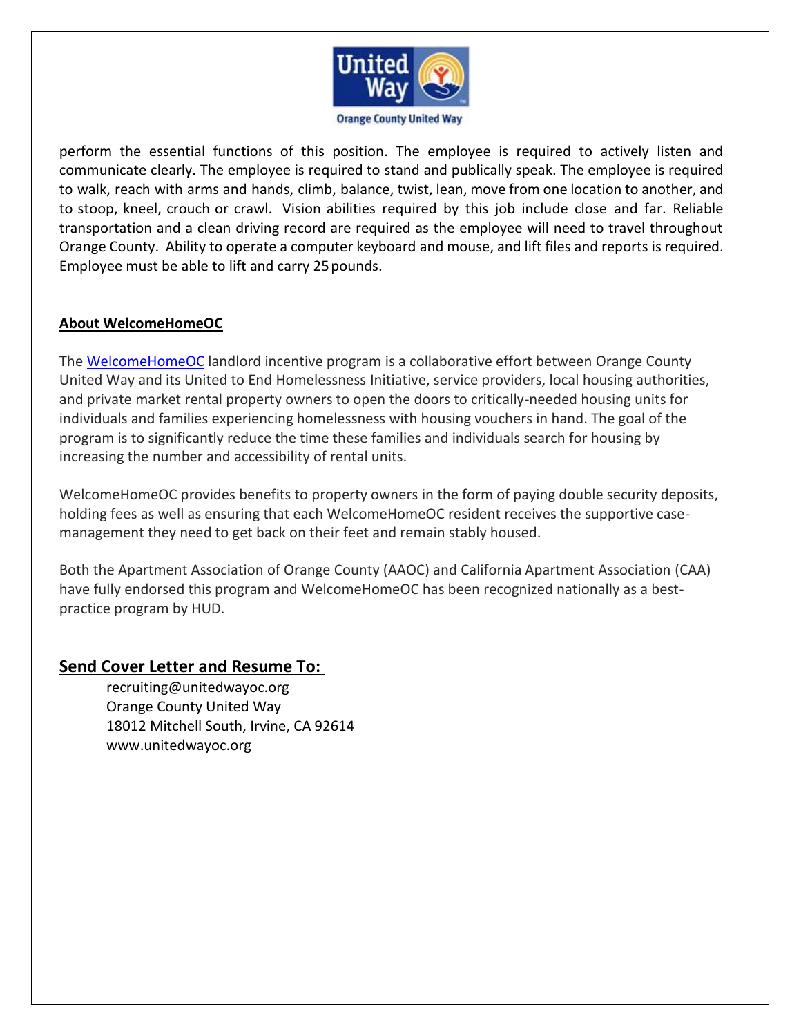perform the essential functions of this position. The employee is required to actively listen and communicate clearly. The employee is required to stand and publically speak. The employee is required to walk, reach with arms and hands, climb, balance, twist, lean, move from one location to another, and to stoop, kneel, crouch or crawl. Vision abilities required by this job include close and far. Reliable transportation and a clean driving record are required as the employee will need to travel throughout Orange County. Ability to operate a computer keyboard and mouse, and lift files and reports is required. Employee must be able to lift and carry 25 pounds.

**About WelcomeHomeOC**

The WelcomeHomeOC landlord incentive program is a collaborative effort between Orange County United Way and its United to End Homelessness Initiative, service providers, local housing authorities, and private market rental property owners to open the doors to critically-needed housing units for individuals and families experiencing homelessness with housing vouchers in hand. The goal of the program is to significantly reduce the time these families and individuals search for housing by increasing the number and accessibility of rental units.

WelcomeHomeOC provides benefits to property owners in the form of paying double security deposits, holding fees as well as ensuring that each WelcomeHomeOC resident receives the supportive case-management they need to get back on their feet and remain stably housed.

Both the Apartment Association of Orange County (AAOC) and California Apartment Association (CAA) have fully endorsed this program and WelcomeHomeOC has been recognized nationally as a best-practice program by HUD.

## Send Cover Letter and Resume To:

recruiting@unitedwayoc.org
Orange County United Way
18012 Mitchell South, Irvine, CA 92614
www.unitedwayoc.org